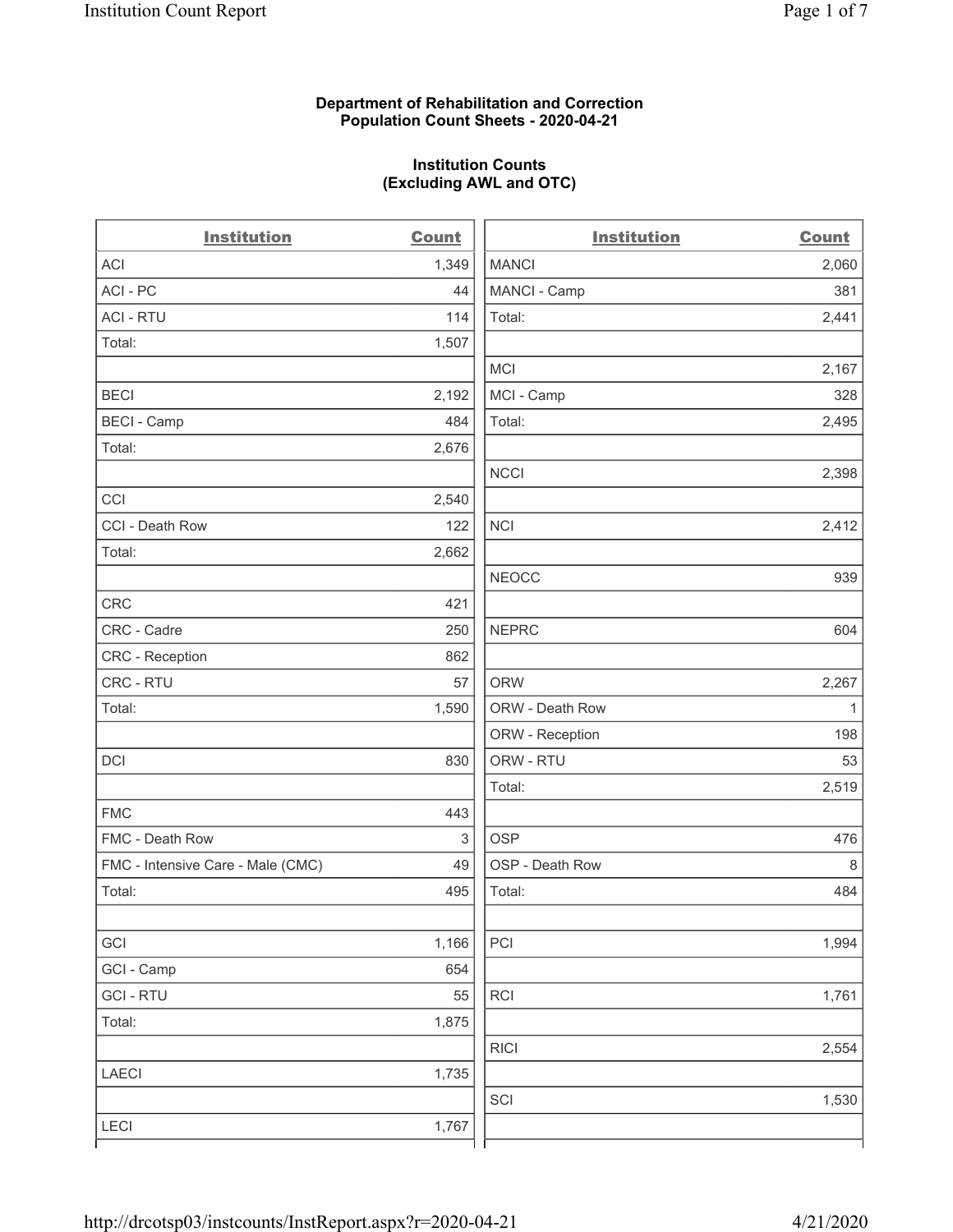**Department of Rehabilitation and Correction**
**Population Count Sheets - 2020-04-21**

**Institution Counts**
**(Excluding AWL and OTC)**

| Institution | Count |
|---|---|
| ACI | 1,349 |
| ACI - PC | 44 |
| ACI - RTU | 114 |
| Total: | 1,507 |
| | |
| BECI | 2,192 |
| BECI - Camp | 484 |
| Total: | 2,676 |
| | |
| CCI | 2,540 |
| CCI - Death Row | 122 |
| Total: | 2,662 |
| | |
| CRC | 421 |
| CRC - Cadre | 250 |
| CRC - Reception | 862 |
| CRC - RTU | 57 |
| Total: | 1,590 |
| | |
| DCI | 830 |
| | |
| FMC | 443 |
| FMC - Death Row | 3 |
| FMC - Intensive Care - Male (CMC) | 49 |
| Total: | 495 |
| | |
| GCI | 1,166 |
| GCI - Camp | 654 |
| GCI - RTU | 55 |
| Total: | 1,875 |
| | |
| LAECI | 1,735 |
| | |
| LECI | 1,767 |

| Institution | Count |
|---|---|
| MANCI | 2,060 |
| MANCI - Camp | 381 |
| Total: | 2,441 |
| | |
| MCI | 2,167 |
| MCI - Camp | 328 |
| Total: | 2,495 |
| | |
| NCCI | 2,398 |
| | |
| NCI | 2,412 |
| | |
| NEOCC | 939 |
| | |
| NEPRC | 604 |
| | |
| ORW | 2,267 |
| ORW - Death Row | 1 |
| ORW - Reception | 198 |
| ORW - RTU | 53 |
| Total: | 2,519 |
| | |
| OSP | 476 |
| OSP - Death Row | 8 |
| Total: | 484 |
| | |
| PCI | 1,994 |
| | |
| RCI | 1,761 |
| | |
| RICI | 2,554 |
| | |
| SCI | 1,530 |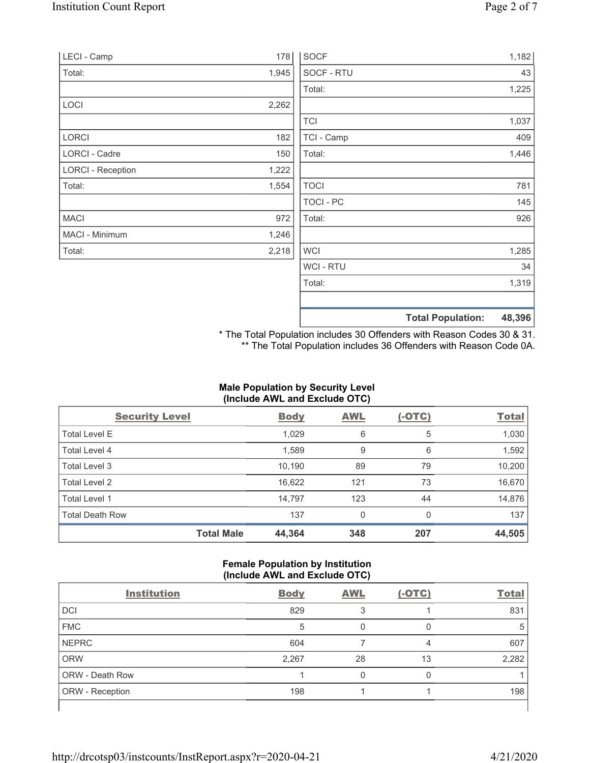| | |
|---|---|
| LECI - Camp | 178 |
| Total: | 1,945 |
| | |
| LOCI | 2,262 |
| | |
| LORCI | 182 |
| LORCI - Cadre | 150 |
| LORCI - Reception | 1,222 |
| Total: | 1,554 |
| | |
| MACI | 972 |
| MACI - Minimum | 1,246 |
| Total: | 2,218 |

| | |
|---|---|
| SOCF | 1,182 |
| SOCF - RTU | 43 |
| Total: | 1,225 |
| | |
| TCI | 1,037 |
| TCI - Camp | 409 |
| Total: | 1,446 |
| | |
| TOCI | 781 |
| TOCI - PC | 145 |
| Total: | 926 |
| | |
| WCI | 1,285 |
| WCI - RTU | 34 |
| Total: | 1,319 |
| | |
| **Total Population:** | **48,396** |

\* The Total Population includes 30 Offenders with Reason Codes 30 & 31.
\*\* The Total Population includes 36 Offenders with Reason Code 0A.

**Male Population by Security Level**
**(Include AWL and Exclude OTC)**

| Security Level | Body | AWL | (-OTC) | Total |
|---|---|---|---|---|
| Total Level E | 1,029 | 6 | 5 | 1,030 |
| Total Level 4 | 1,589 | 9 | 6 | 1,592 |
| Total Level 3 | 10,190 | 89 | 79 | 10,200 |
| Total Level 2 | 16,622 | 121 | 73 | 16,670 |
| Total Level 1 | 14,797 | 123 | 44 | 14,876 |
| Total Death Row | 137 | 0 | 0 | 137 |
| **Total Male** | **44,364** | **348** | **207** | **44,505** |

**Female Population by Institution**
**(Include AWL and Exclude OTC)**

| Institution | Body | AWL | (-OTC) | Total |
|---|---|---|---|---|
| DCI | 829 | 3 | 1 | 831 |
| FMC | 5 | 0 | 0 | 5 |
| NEPRC | 604 | 7 | 4 | 607 |
| ORW | 2,267 | 28 | 13 | 2,282 |
| ORW - Death Row | 1 | 0 | 0 | 1 |
| ORW - Reception | 198 | 1 | 1 | 198 |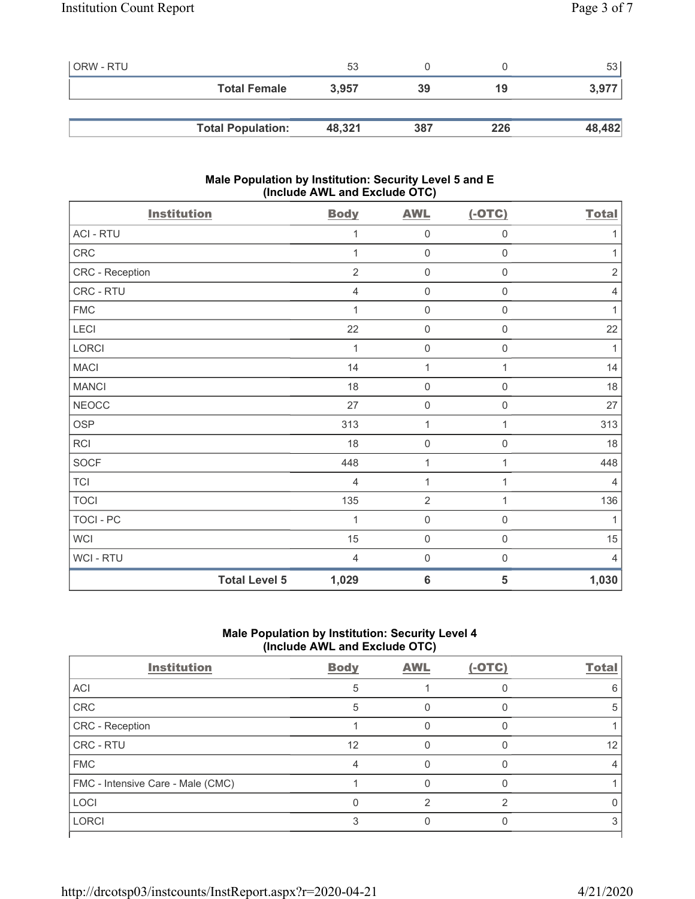| | Body | AWL | (-OTC) | Total |
|---|---|---|---|---|
| ORW - RTU | 53 | 0 | 0 | 53 |
| **Total Female** | **3,957** | **39** | **19** | **3,977** |
| | | | | |
| **Total Population:** | **48,321** | **387** | **226** | **48,482** |

## Male Population by Institution: Security Level 5 and E (Include AWL and Exclude OTC)

| Institution | Body | AWL | (-OTC) | Total |
|---|---|---|---|---|
| ACI - RTU | 1 | 0 | 0 | 1 |
| CRC | 1 | 0 | 0 | 1 |
| CRC - Reception | 2 | 0 | 0 | 2 |
| CRC - RTU | 4 | 0 | 0 | 4 |
| FMC | 1 | 0 | 0 | 1 |
| LECI | 22 | 0 | 0 | 22 |
| LORCI | 1 | 0 | 0 | 1 |
| MACI | 14 | 1 | 1 | 14 |
| MANCI | 18 | 0 | 0 | 18 |
| NEOCC | 27 | 0 | 0 | 27 |
| OSP | 313 | 1 | 1 | 313 |
| RCI | 18 | 0 | 0 | 18 |
| SOCF | 448 | 1 | 1 | 448 |
| TCI | 4 | 1 | 1 | 4 |
| TOCI | 135 | 2 | 1 | 136 |
| TOCI - PC | 1 | 0 | 0 | 1 |
| WCI | 15 | 0 | 0 | 15 |
| WCI - RTU | 4 | 0 | 0 | 4 |
| **Total Level 5** | **1,029** | **6** | **5** | **1,030** |

## Male Population by Institution: Security Level 4 (Include AWL and Exclude OTC)

| Institution | Body | AWL | (-OTC) | Total |
|---|---|---|---|---|
| ACI | 5 | 1 | 0 | 6 |
| CRC | 5 | 0 | 0 | 5 |
| CRC - Reception | 1 | 0 | 0 | 1 |
| CRC - RTU | 12 | 0 | 0 | 12 |
| FMC | 4 | 0 | 0 | 4 |
| FMC - Intensive Care - Male (CMC) | 1 | 0 | 0 | 1 |
| LOCI | 0 | 2 | 2 | 0 |
| LORCI | 3 | 0 | 0 | 3 |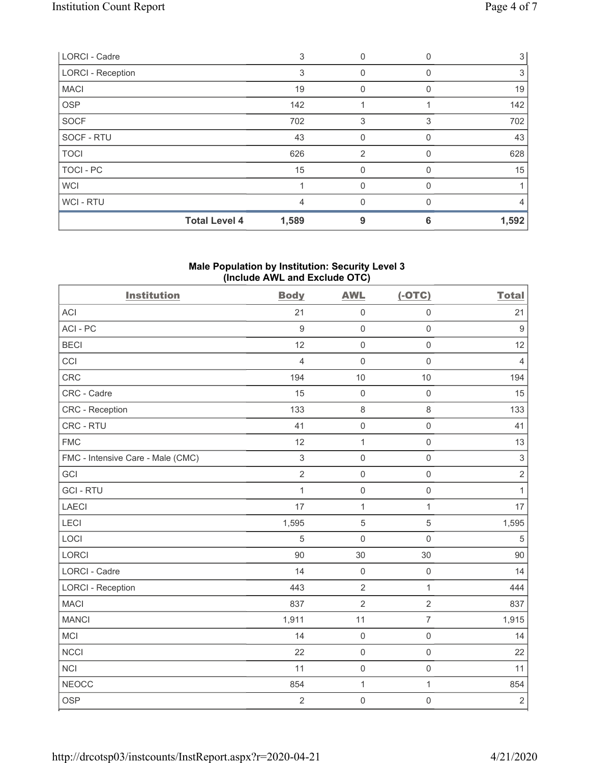| LORCI - Cadre | | 3 | 0 | 0 | 3 |
|---|---|---|---|---|---|
| LORCI - Reception | | 3 | 0 | 0 | 3 |
| MACI | | 19 | 0 | 0 | 19 |
| OSP | | 142 | 1 | 1 | 142 |
| SOCF | | 702 | 3 | 3 | 702 |
| SOCF - RTU | | 43 | 0 | 0 | 43 |
| TOCI | | 626 | 2 | 0 | 628 |
| TOCI - PC | | 15 | 0 | 0 | 15 |
| WCI | | 1 | 0 | 0 | 1 |
| WCI - RTU | | 4 | 0 | 0 | 4 |
| | **Total Level 4** | **1,589** | **9** | **6** | **1,592** |

## Male Population by Institution: Security Level 3 (Include AWL and Exclude OTC)

| Institution | Body | AWL | (-OTC) | Total |
|---|---|---|---|---|
| ACI | 21 | 0 | 0 | 21 |
| ACI - PC | 9 | 0 | 0 | 9 |
| BECI | 12 | 0 | 0 | 12 |
| CCI | 4 | 0 | 0 | 4 |
| CRC | 194 | 10 | 10 | 194 |
| CRC - Cadre | 15 | 0 | 0 | 15 |
| CRC - Reception | 133 | 8 | 8 | 133 |
| CRC - RTU | 41 | 0 | 0 | 41 |
| FMC | 12 | 1 | 0 | 13 |
| FMC - Intensive Care - Male (CMC) | 3 | 0 | 0 | 3 |
| GCI | 2 | 0 | 0 | 2 |
| GCI - RTU | 1 | 0 | 0 | 1 |
| LAECI | 17 | 1 | 1 | 17 |
| LECI | 1,595 | 5 | 5 | 1,595 |
| LOCI | 5 | 0 | 0 | 5 |
| LORCI | 90 | 30 | 30 | 90 |
| LORCI - Cadre | 14 | 0 | 0 | 14 |
| LORCI - Reception | 443 | 2 | 1 | 444 |
| MACI | 837 | 2 | 2 | 837 |
| MANCI | 1,911 | 11 | 7 | 1,915 |
| MCI | 14 | 0 | 0 | 14 |
| NCCI | 22 | 0 | 0 | 22 |
| NCI | 11 | 0 | 0 | 11 |
| NEOCC | 854 | 1 | 1 | 854 |
| OSP | 2 | 0 | 0 | 2 |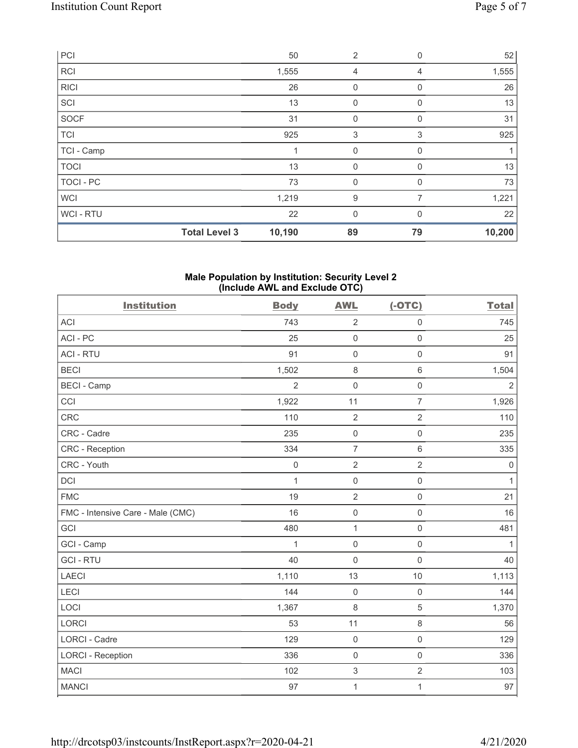| | | | | |
|---|---|---|---|---|
| PCI | 50 | 2 | 0 | 52 |
| RCI | 1,555 | 4 | 4 | 1,555 |
| RICI | 26 | 0 | 0 | 26 |
| SCI | 13 | 0 | 0 | 13 |
| SOCF | 31 | 0 | 0 | 31 |
| TCI | 925 | 3 | 3 | 925 |
| TCI - Camp | 1 | 0 | 0 | 1 |
| TOCI | 13 | 0 | 0 | 13 |
| TOCI - PC | 73 | 0 | 0 | 73 |
| WCI | 1,219 | 9 | 7 | 1,221 |
| WCI - RTU | 22 | 0 | 0 | 22 |
| **Total Level 3** | **10,190** | **89** | **79** | **10,200** |

## Male Population by Institution: Security Level 2 (Include AWL and Exclude OTC)

| Institution | Body | AWL | (-OTC) | Total |
|---|---|---|---|---|
| ACI | 743 | 2 | 0 | 745 |
| ACI - PC | 25 | 0 | 0 | 25 |
| ACI - RTU | 91 | 0 | 0 | 91 |
| BECI | 1,502 | 8 | 6 | 1,504 |
| BECI - Camp | 2 | 0 | 0 | 2 |
| CCI | 1,922 | 11 | 7 | 1,926 |
| CRC | 110 | 2 | 2 | 110 |
| CRC - Cadre | 235 | 0 | 0 | 235 |
| CRC - Reception | 334 | 7 | 6 | 335 |
| CRC - Youth | 0 | 2 | 2 | 0 |
| DCI | 1 | 0 | 0 | 1 |
| FMC | 19 | 2 | 0 | 21 |
| FMC - Intensive Care - Male (CMC) | 16 | 0 | 0 | 16 |
| GCI | 480 | 1 | 0 | 481 |
| GCI - Camp | 1 | 0 | 0 | 1 |
| GCI - RTU | 40 | 0 | 0 | 40 |
| LAECI | 1,110 | 13 | 10 | 1,113 |
| LECI | 144 | 0 | 0 | 144 |
| LOCI | 1,367 | 8 | 5 | 1,370 |
| LORCI | 53 | 11 | 8 | 56 |
| LORCI - Cadre | 129 | 0 | 0 | 129 |
| LORCI - Reception | 336 | 0 | 0 | 336 |
| MACI | 102 | 3 | 2 | 103 |
| MANCI | 97 | 1 | 1 | 97 |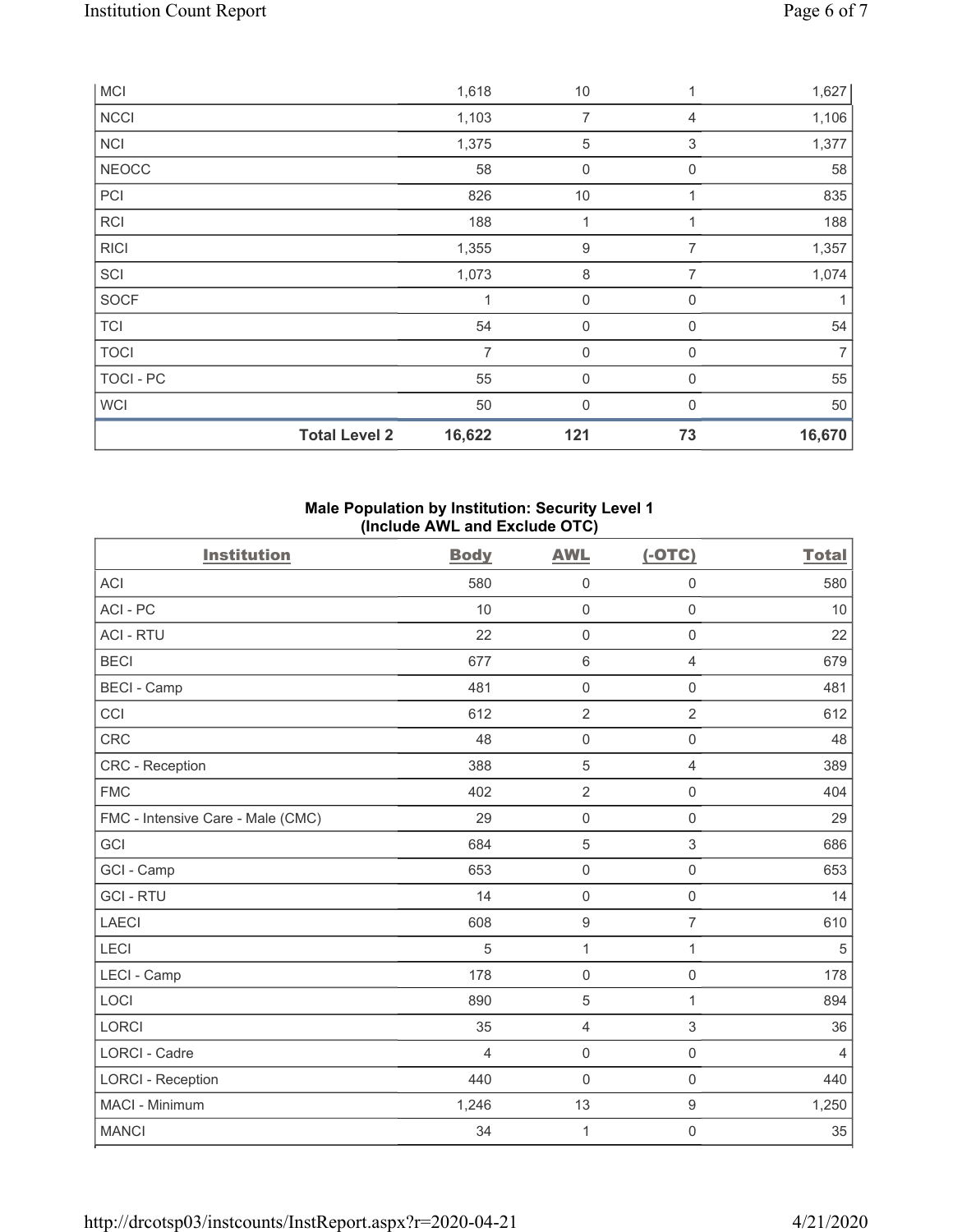| MCI | 1,618 | 10 | 1 | 1,627 |
|---|---|---|---|---|
| NCCI | 1,103 | 7 | 4 | 1,106 |
| NCI | 1,375 | 5 | 3 | 1,377 |
| NEOCC | 58 | 0 | 0 | 58 |
| PCI | 826 | 10 | 1 | 835 |
| RCI | 188 | 1 | 1 | 188 |
| RICI | 1,355 | 9 | 7 | 1,357 |
| SCI | 1,073 | 8 | 7 | 1,074 |
| SOCF | 1 | 0 | 0 | 1 |
| TCI | 54 | 0 | 0 | 54 |
| TOCI | 7 | 0 | 0 | 7 |
| TOCI - PC | 55 | 0 | 0 | 55 |
| WCI | 50 | 0 | 0 | 50 |
| **Total Level 2** | **16,622** | **121** | **73** | **16,670** |

### Male Population by Institution: Security Level 1 (Include AWL and Exclude OTC)

| Institution | Body | AWL | (-OTC) | Total |
|---|---|---|---|---|
| ACI | 580 | 0 | 0 | 580 |
| ACI - PC | 10 | 0 | 0 | 10 |
| ACI - RTU | 22 | 0 | 0 | 22 |
| BECI | 677 | 6 | 4 | 679 |
| BECI - Camp | 481 | 0 | 0 | 481 |
| CCI | 612 | 2 | 2 | 612 |
| CRC | 48 | 0 | 0 | 48 |
| CRC - Reception | 388 | 5 | 4 | 389 |
| FMC | 402 | 2 | 0 | 404 |
| FMC - Intensive Care - Male (CMC) | 29 | 0 | 0 | 29 |
| GCI | 684 | 5 | 3 | 686 |
| GCI - Camp | 653 | 0 | 0 | 653 |
| GCI - RTU | 14 | 0 | 0 | 14 |
| LAECI | 608 | 9 | 7 | 610 |
| LECI | 5 | 1 | 1 | 5 |
| LECI - Camp | 178 | 0 | 0 | 178 |
| LOCI | 890 | 5 | 1 | 894 |
| LORCI | 35 | 4 | 3 | 36 |
| LORCI - Cadre | 4 | 0 | 0 | 4 |
| LORCI - Reception | 440 | 0 | 0 | 440 |
| MACI - Minimum | 1,246 | 13 | 9 | 1,250 |
| MANCI | 34 | 1 | 0 | 35 |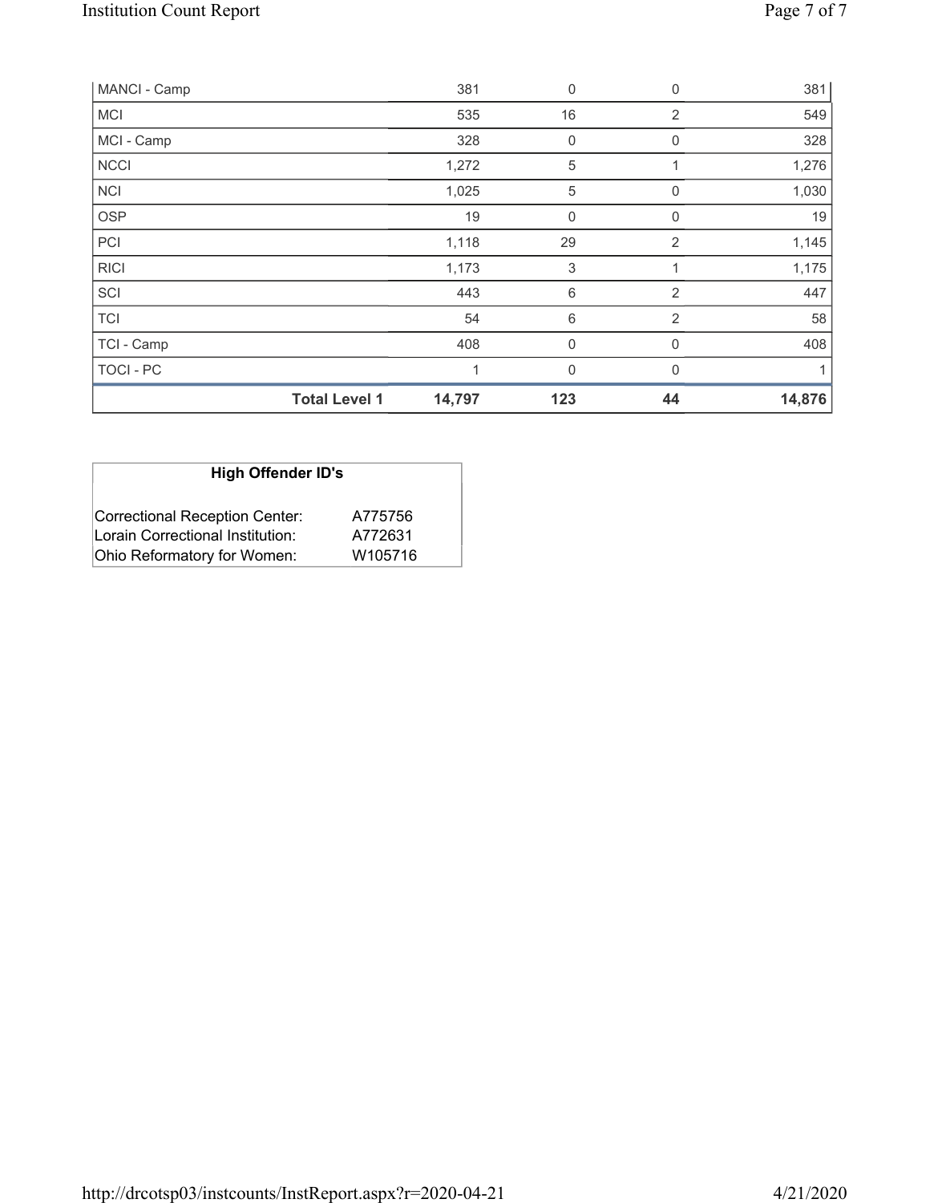| | | | | |
|---|---|---|---|---|
| MANCI - Camp | 381 | 0 | 0 | 381 |
| MCI | 535 | 16 | 2 | 549 |
| MCI - Camp | 328 | 0 | 0 | 328 |
| NCCI | 1,272 | 5 | 1 | 1,276 |
| NCI | 1,025 | 5 | 0 | 1,030 |
| OSP | 19 | 0 | 0 | 19 |
| PCI | 1,118 | 29 | 2 | 1,145 |
| RICI | 1,173 | 3 | 1 | 1,175 |
| SCI | 443 | 6 | 2 | 447 |
| TCI | 54 | 6 | 2 | 58 |
| TCI - Camp | 408 | 0 | 0 | 408 |
| TOCI - PC | 1 | 0 | 0 | 1 |
| **Total Level 1** | **14,797** | **123** | **44** | **14,876** |

| **High Offender ID's** | |
|---|---|
| Correctional Reception Center: | A775756 |
| Lorain Correctional Institution: | A772631 |
| Ohio Reformatory for Women: | W105716 |